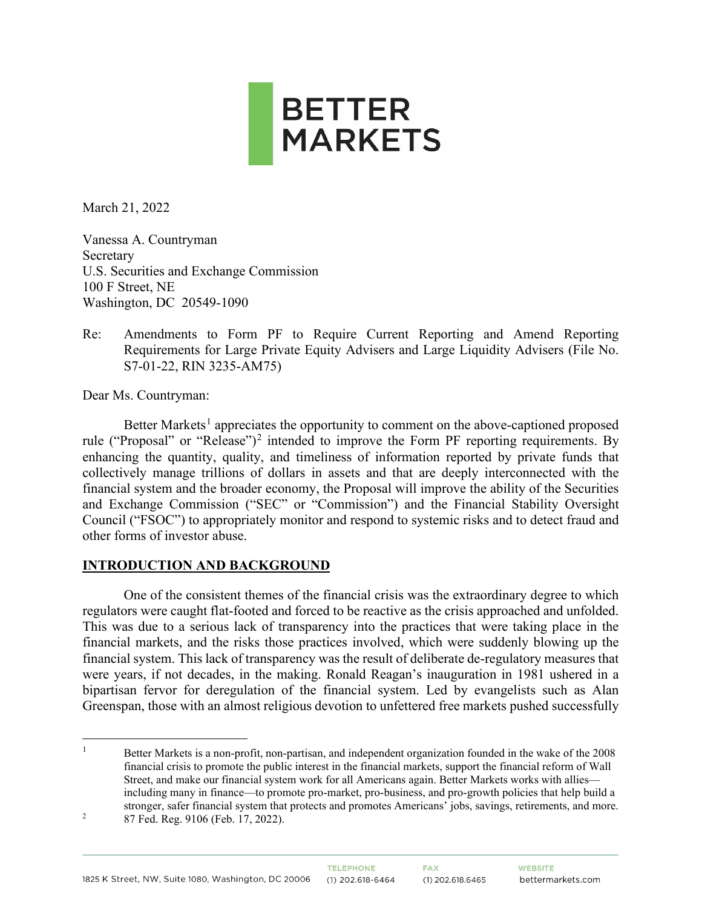BETTER MARKETS

March 21, 2022

Vanessa A. Countryman
Secretary
U.S. Securities and Exchange Commission
100 F Street, NE
Washington, DC 20549-1090

Re: Amendments to Form PF to Require Current Reporting and Amend Reporting Requirements for Large Private Equity Advisers and Large Liquidity Advisers (File No. S7-01-22, RIN 3235-AM75)

Dear Ms. Countryman:

Better Markets[1] appreciates the opportunity to comment on the above-captioned proposed rule ("Proposal" or "Release")[2] intended to improve the Form PF reporting requirements. By enhancing the quantity, quality, and timeliness of information reported by private funds that collectively manage trillions of dollars in assets and that are deeply interconnected with the financial system and the broader economy, the Proposal will improve the ability of the Securities and Exchange Commission ("SEC" or "Commission") and the Financial Stability Oversight Council ("FSOC") to appropriately monitor and respond to systemic risks and to detect fraud and other forms of investor abuse.

## INTRODUCTION AND BACKGROUND

One of the consistent themes of the financial crisis was the extraordinary degree to which regulators were caught flat-footed and forced to be reactive as the crisis approached and unfolded. This was due to a serious lack of transparency into the practices that were taking place in the financial markets, and the risks those practices involved, which were suddenly blowing up the financial system. This lack of transparency was the result of deliberate de-regulatory measures that were years, if not decades, in the making. Ronald Reagan's inauguration in 1981 ushered in a bipartisan fervor for deregulation of the financial system. Led by evangelists such as Alan Greenspan, those with an almost religious devotion to unfettered free markets pushed successfully

[1] Better Markets is a non-profit, non-partisan, and independent organization founded in the wake of the 2008 financial crisis to promote the public interest in the financial markets, support the financial reform of Wall Street, and make our financial system work for all Americans again. Better Markets works with allies—including many in finance—to promote pro-market, pro-business, and pro-growth policies that help build a stronger, safer financial system that protects and promotes Americans' jobs, savings, retirements, and more.

[2] 87 Fed. Reg. 9106 (Feb. 17, 2022).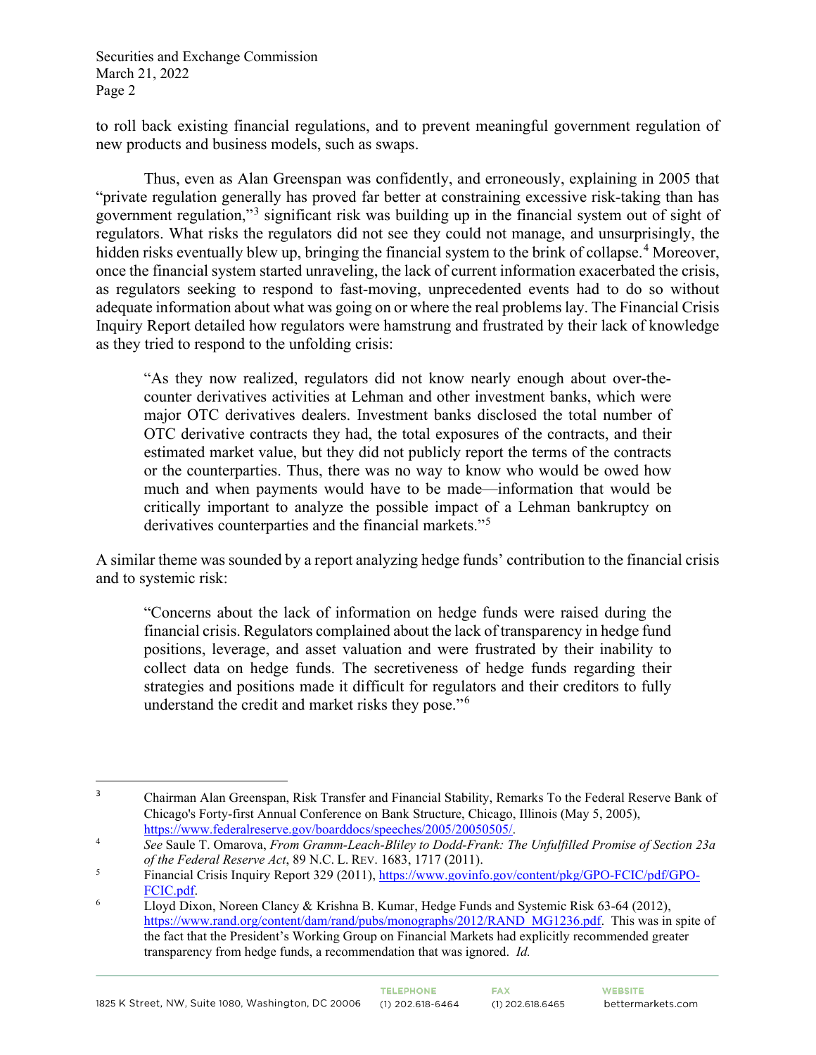to roll back existing financial regulations, and to prevent meaningful government regulation of new products and business models, such as swaps.

Thus, even as Alan Greenspan was confidently, and erroneously, explaining in 2005 that "private regulation generally has proved far better at constraining excessive risk-taking than has government regulation,"[3] significant risk was building up in the financial system out of sight of regulators. What risks the regulators did not see they could not manage, and unsurprisingly, the hidden risks eventually blew up, bringing the financial system to the brink of collapse.[4] Moreover, once the financial system started unraveling, the lack of current information exacerbated the crisis, as regulators seeking to respond to fast-moving, unprecedented events had to do so without adequate information about what was going on or where the real problems lay. The Financial Crisis Inquiry Report detailed how regulators were hamstrung and frustrated by their lack of knowledge as they tried to respond to the unfolding crisis:

> "As they now realized, regulators did not know nearly enough about over-the-counter derivatives activities at Lehman and other investment banks, which were major OTC derivatives dealers. Investment banks disclosed the total number of OTC derivative contracts they had, the total exposures of the contracts, and their estimated market value, but they did not publicly report the terms of the contracts or the counterparties. Thus, there was no way to know who would be owed how much and when payments would have to be made—information that would be critically important to analyze the possible impact of a Lehman bankruptcy on derivatives counterparties and the financial markets."[5]

A similar theme was sounded by a report analyzing hedge funds' contribution to the financial crisis and to systemic risk:

> "Concerns about the lack of information on hedge funds were raised during the financial crisis. Regulators complained about the lack of transparency in hedge fund positions, leverage, and asset valuation and were frustrated by their inability to collect data on hedge funds. The secretiveness of hedge funds regarding their strategies and positions made it difficult for regulators and their creditors to fully understand the credit and market risks they pose."[6]

---

[3] Chairman Alan Greenspan, Risk Transfer and Financial Stability, Remarks To the Federal Reserve Bank of Chicago's Forty-first Annual Conference on Bank Structure, Chicago, Illinois (May 5, 2005), https://www.federalreserve.gov/boarddocs/speeches/2005/20050505/.

[4] *See* Saule T. Omarova, *From Gramm-Leach-Bliley to Dodd-Frank: The Unfulfilled Promise of Section 23a of the Federal Reserve Act*, 89 N.C. L. REV. 1683, 1717 (2011).

[5] Financial Crisis Inquiry Report 329 (2011), https://www.govinfo.gov/content/pkg/GPO-FCIC/pdf/GPO-FCIC.pdf.

[6] Lloyd Dixon, Noreen Clancy & Krishna B. Kumar, Hedge Funds and Systemic Risk 63-64 (2012), https://www.rand.org/content/dam/rand/pubs/monographs/2012/RAND_MG1236.pdf. This was in spite of the fact that the President's Working Group on Financial Markets had explicitly recommended greater transparency from hedge funds, a recommendation that was ignored. *Id.*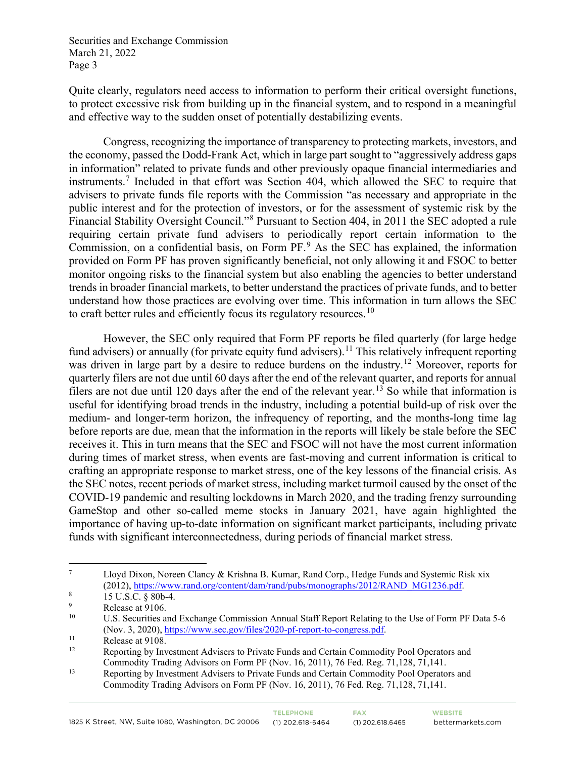Quite clearly, regulators need access to information to perform their critical oversight functions, to protect excessive risk from building up in the financial system, and to respond in a meaningful and effective way to the sudden onset of potentially destabilizing events.

Congress, recognizing the importance of transparency to protecting markets, investors, and the economy, passed the Dodd-Frank Act, which in large part sought to "aggressively address gaps in information" related to private funds and other previously opaque financial intermediaries and instruments.[7] Included in that effort was Section 404, which allowed the SEC to require that advisers to private funds file reports with the Commission "as necessary and appropriate in the public interest and for the protection of investors, or for the assessment of systemic risk by the Financial Stability Oversight Council."[8] Pursuant to Section 404, in 2011 the SEC adopted a rule requiring certain private fund advisers to periodically report certain information to the Commission, on a confidential basis, on Form PF.[9] As the SEC has explained, the information provided on Form PF has proven significantly beneficial, not only allowing it and FSOC to better monitor ongoing risks to the financial system but also enabling the agencies to better understand trends in broader financial markets, to better understand the practices of private funds, and to better understand how those practices are evolving over time. This information in turn allows the SEC to craft better rules and efficiently focus its regulatory resources.[10]

However, the SEC only required that Form PF reports be filed quarterly (for large hedge fund advisers) or annually (for private equity fund advisers).[11] This relatively infrequent reporting was driven in large part by a desire to reduce burdens on the industry.[12] Moreover, reports for quarterly filers are not due until 60 days after the end of the relevant quarter, and reports for annual filers are not due until 120 days after the end of the relevant year.[13] So while that information is useful for identifying broad trends in the industry, including a potential build-up of risk over the medium- and longer-term horizon, the infrequency of reporting, and the months-long time lag before reports are due, mean that the information in the reports will likely be stale before the SEC receives it. This in turn means that the SEC and FSOC will not have the most current information during times of market stress, when events are fast-moving and current information is critical to crafting an appropriate response to market stress, one of the key lessons of the financial crisis. As the SEC notes, recent periods of market stress, including market turmoil caused by the onset of the COVID-19 pandemic and resulting lockdowns in March 2020, and the trading frenzy surrounding GameStop and other so-called meme stocks in January 2021, have again highlighted the importance of having up-to-date information on significant market participants, including private funds with significant interconnectedness, during periods of financial market stress.

---

[7] Lloyd Dixon, Noreen Clancy & Krishna B. Kumar, Rand Corp., Hedge Funds and Systemic Risk xix (2012), https://www.rand.org/content/dam/rand/pubs/monographs/2012/RAND_MG1236.pdf.

[8] 15 U.S.C. § 80b-4.

[9] Release at 9106.

[10] U.S. Securities and Exchange Commission Annual Staff Report Relating to the Use of Form PF Data 5-6 (Nov. 3, 2020), https://www.sec.gov/files/2020-pf-report-to-congress.pdf.

[11] Release at 9108.

[12] Reporting by Investment Advisers to Private Funds and Certain Commodity Pool Operators and Commodity Trading Advisors on Form PF (Nov. 16, 2011), 76 Fed. Reg. 71,128, 71,141.

[13] Reporting by Investment Advisers to Private Funds and Certain Commodity Pool Operators and Commodity Trading Advisors on Form PF (Nov. 16, 2011), 76 Fed. Reg. 71,128, 71,141.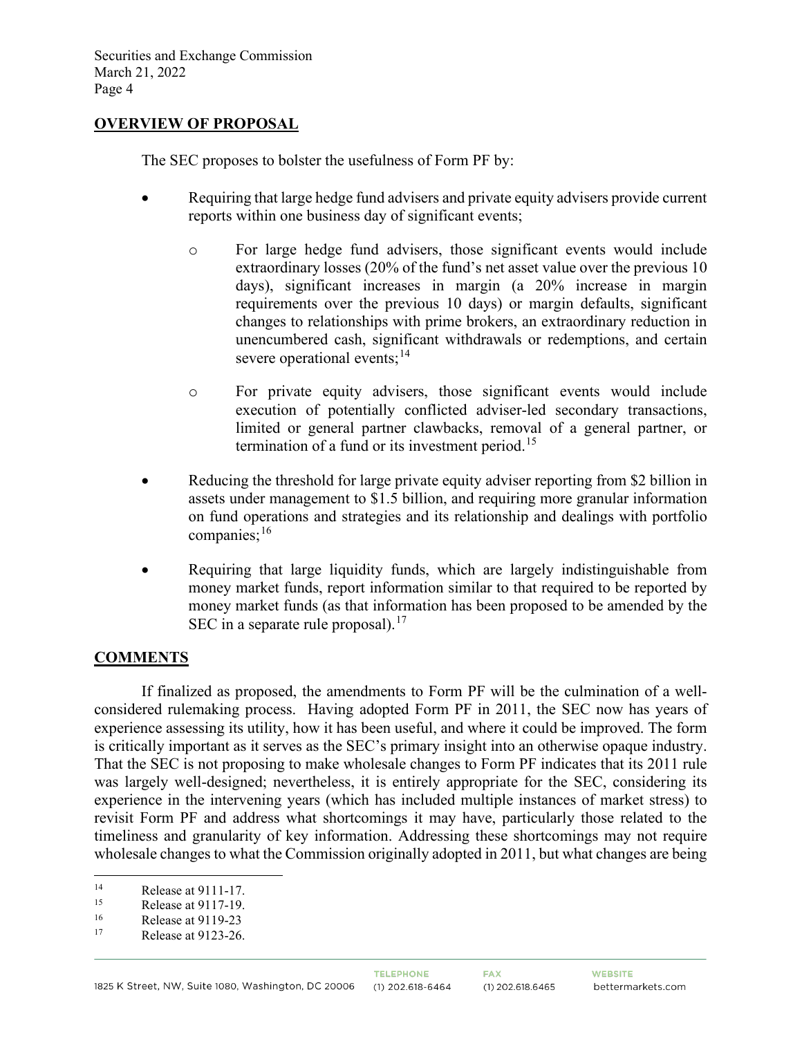## OVERVIEW OF PROPOSAL

The SEC proposes to bolster the usefulness of Form PF by:

- Requiring that large hedge fund advisers and private equity advisers provide current reports within one business day of significant events;
  - For large hedge fund advisers, those significant events would include extraordinary losses (20% of the fund's net asset value over the previous 10 days), significant increases in margin (a 20% increase in margin requirements over the previous 10 days) or margin defaults, significant changes to relationships with prime brokers, an extraordinary reduction in unencumbered cash, significant withdrawals or redemptions, and certain severe operational events;[14]
  - For private equity advisers, those significant events would include execution of potentially conflicted adviser-led secondary transactions, limited or general partner clawbacks, removal of a general partner, or termination of a fund or its investment period.[15]
- Reducing the threshold for large private equity adviser reporting from $2 billion in assets under management to $1.5 billion, and requiring more granular information on fund operations and strategies and its relationship and dealings with portfolio companies;[16]
- Requiring that large liquidity funds, which are largely indistinguishable from money market funds, report information similar to that required to be reported by money market funds (as that information has been proposed to be amended by the SEC in a separate rule proposal).[17]

## COMMENTS

If finalized as proposed, the amendments to Form PF will be the culmination of a well-considered rulemaking process. Having adopted Form PF in 2011, the SEC now has years of experience assessing its utility, how it has been useful, and where it could be improved. The form is critically important as it serves as the SEC's primary insight into an otherwise opaque industry. That the SEC is not proposing to make wholesale changes to Form PF indicates that its 2011 rule was largely well-designed; nevertheless, it is entirely appropriate for the SEC, considering its experience in the intervening years (which has included multiple instances of market stress) to revisit Form PF and address what shortcomings it may have, particularly those related to the timeliness and granularity of key information. Addressing these shortcomings may not require wholesale changes to what the Commission originally adopted in 2011, but what changes are being

---

[14] Release at 9111-17.

[15] Release at 9117-19.

[16] Release at 9119-23

[17] Release at 9123-26.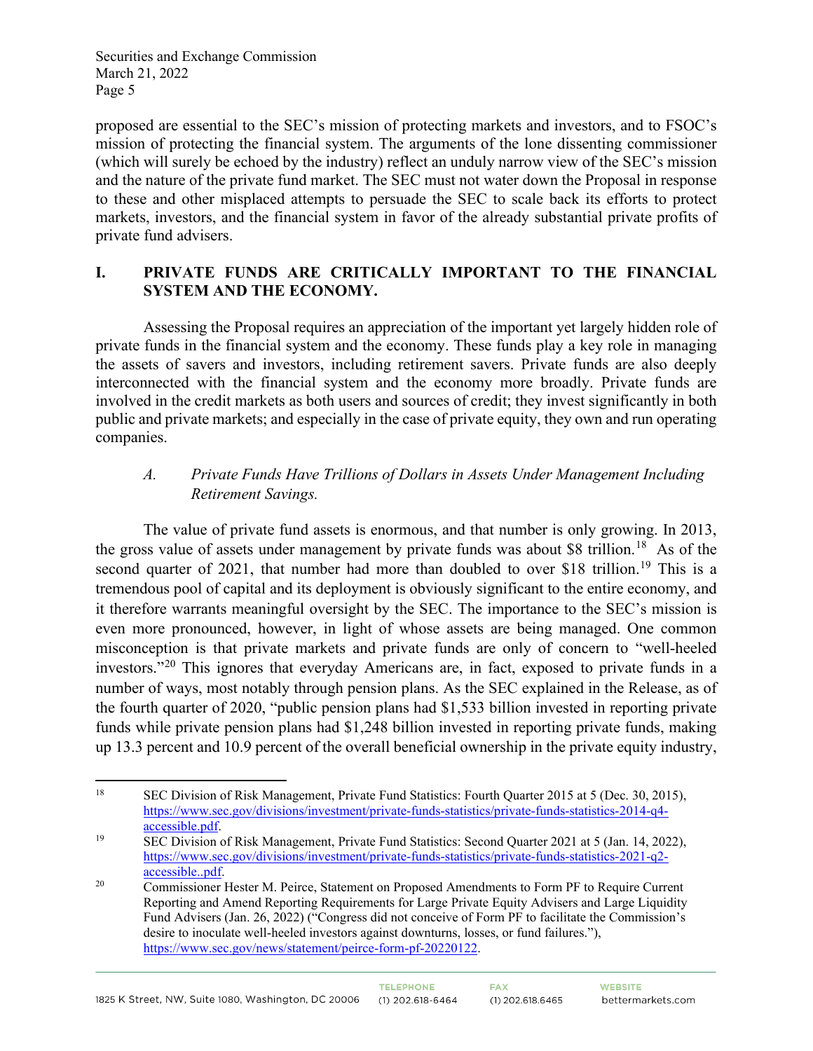proposed are essential to the SEC's mission of protecting markets and investors, and to FSOC's mission of protecting the financial system. The arguments of the lone dissenting commissioner (which will surely be echoed by the industry) reflect an unduly narrow view of the SEC's mission and the nature of the private fund market. The SEC must not water down the Proposal in response to these and other misplaced attempts to persuade the SEC to scale back its efforts to protect markets, investors, and the financial system in favor of the already substantial private profits of private fund advisers.

## I. PRIVATE FUNDS ARE CRITICALLY IMPORTANT TO THE FINANCIAL SYSTEM AND THE ECONOMY.

Assessing the Proposal requires an appreciation of the important yet largely hidden role of private funds in the financial system and the economy. These funds play a key role in managing the assets of savers and investors, including retirement savers. Private funds are also deeply interconnected with the financial system and the economy more broadly. Private funds are involved in the credit markets as both users and sources of credit; they invest significantly in both public and private markets; and especially in the case of private equity, they own and run operating companies.

### *A. Private Funds Have Trillions of Dollars in Assets Under Management Including Retirement Savings.*

The value of private fund assets is enormous, and that number is only growing. In 2013, the gross value of assets under management by private funds was about $8 trillion.[18] As of the second quarter of 2021, that number had more than doubled to over $18 trillion.[19] This is a tremendous pool of capital and its deployment is obviously significant to the entire economy, and it therefore warrants meaningful oversight by the SEC. The importance to the SEC's mission is even more pronounced, however, in light of whose assets are being managed. One common misconception is that private markets and private funds are only of concern to "well-heeled investors."[20] This ignores that everyday Americans are, in fact, exposed to private funds in a number of ways, most notably through pension plans. As the SEC explained in the Release, as of the fourth quarter of 2020, "public pension plans had $1,533 billion invested in reporting private funds while private pension plans had $1,248 billion invested in reporting private funds, making up 13.3 percent and 10.9 percent of the overall beneficial ownership in the private equity industry,

---

[18] SEC Division of Risk Management, Private Fund Statistics: Fourth Quarter 2015 at 5 (Dec. 30, 2015), https://www.sec.gov/divisions/investment/private-funds-statistics/private-funds-statistics-2014-q4-accessible.pdf.

[19] SEC Division of Risk Management, Private Fund Statistics: Second Quarter 2021 at 5 (Jan. 14, 2022), https://www.sec.gov/divisions/investment/private-funds-statistics/private-funds-statistics-2021-q2-accessible..pdf.

[20] Commissioner Hester M. Peirce, Statement on Proposed Amendments to Form PF to Require Current Reporting and Amend Reporting Requirements for Large Private Equity Advisers and Large Liquidity Fund Advisers (Jan. 26, 2022) ("Congress did not conceive of Form PF to facilitate the Commission's desire to inoculate well-heeled investors against downturns, losses, or fund failures."), https://www.sec.gov/news/statement/peirce-form-pf-20220122.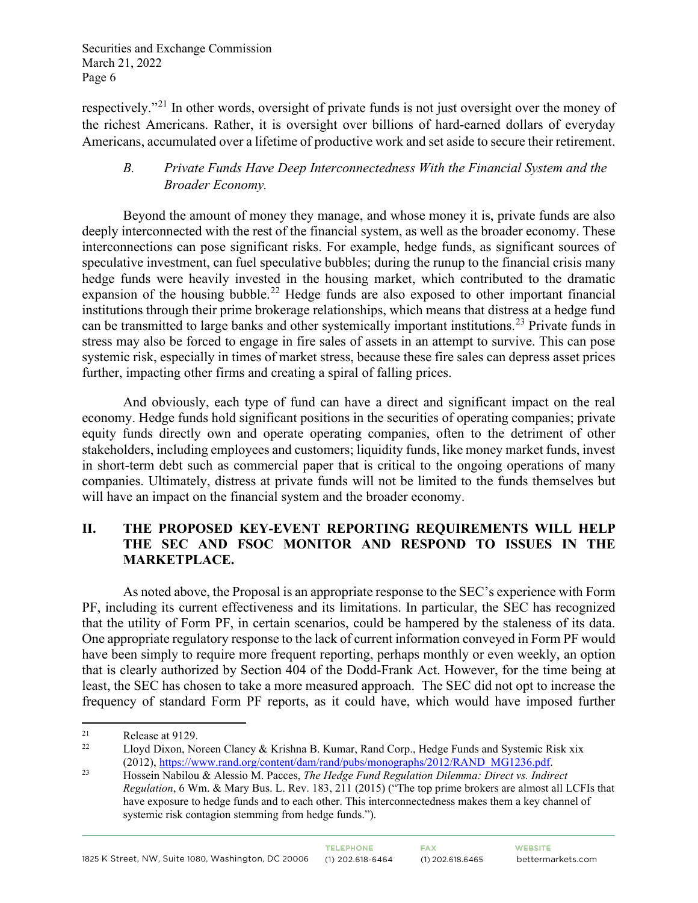respectively."[21] In other words, oversight of private funds is not just oversight over the money of the richest Americans. Rather, it is oversight over billions of hard-earned dollars of everyday Americans, accumulated over a lifetime of productive work and set aside to secure their retirement.

### B. *Private Funds Have Deep Interconnectedness With the Financial System and the Broader Economy.*

Beyond the amount of money they manage, and whose money it is, private funds are also deeply interconnected with the rest of the financial system, as well as the broader economy. These interconnections can pose significant risks. For example, hedge funds, as significant sources of speculative investment, can fuel speculative bubbles; during the runup to the financial crisis many hedge funds were heavily invested in the housing market, which contributed to the dramatic expansion of the housing bubble.[22] Hedge funds are also exposed to other important financial institutions through their prime brokerage relationships, which means that distress at a hedge fund can be transmitted to large banks and other systemically important institutions.[23] Private funds in stress may also be forced to engage in fire sales of assets in an attempt to survive. This can pose systemic risk, especially in times of market stress, because these fire sales can depress asset prices further, impacting other firms and creating a spiral of falling prices.

And obviously, each type of fund can have a direct and significant impact on the real economy. Hedge funds hold significant positions in the securities of operating companies; private equity funds directly own and operate operating companies, often to the detriment of other stakeholders, including employees and customers; liquidity funds, like money market funds, invest in short-term debt such as commercial paper that is critical to the ongoing operations of many companies. Ultimately, distress at private funds will not be limited to the funds themselves but will have an impact on the financial system and the broader economy.

## II. THE PROPOSED KEY-EVENT REPORTING REQUIREMENTS WILL HELP THE SEC AND FSOC MONITOR AND RESPOND TO ISSUES IN THE MARKETPLACE.

As noted above, the Proposal is an appropriate response to the SEC's experience with Form PF, including its current effectiveness and its limitations. In particular, the SEC has recognized that the utility of Form PF, in certain scenarios, could be hampered by the staleness of its data. One appropriate regulatory response to the lack of current information conveyed in Form PF would have been simply to require more frequent reporting, perhaps monthly or even weekly, an option that is clearly authorized by Section 404 of the Dodd-Frank Act. However, for the time being at least, the SEC has chosen to take a more measured approach. The SEC did not opt to increase the frequency of standard Form PF reports, as it could have, which would have imposed further

---

[21] Release at 9129.

[22] Lloyd Dixon, Noreen Clancy & Krishna B. Kumar, Rand Corp., Hedge Funds and Systemic Risk xix (2012), https://www.rand.org/content/dam/rand/pubs/monographs/2012/RAND_MG1236.pdf.

[23] Hossein Nabilou & Alessio M. Pacces, *The Hedge Fund Regulation Dilemma: Direct vs. Indirect Regulation*, 6 Wm. & Mary Bus. L. Rev. 183, 211 (2015) ("The top prime brokers are almost all LCFIs that have exposure to hedge funds and to each other. This interconnectedness makes them a key channel of systemic risk contagion stemming from hedge funds.").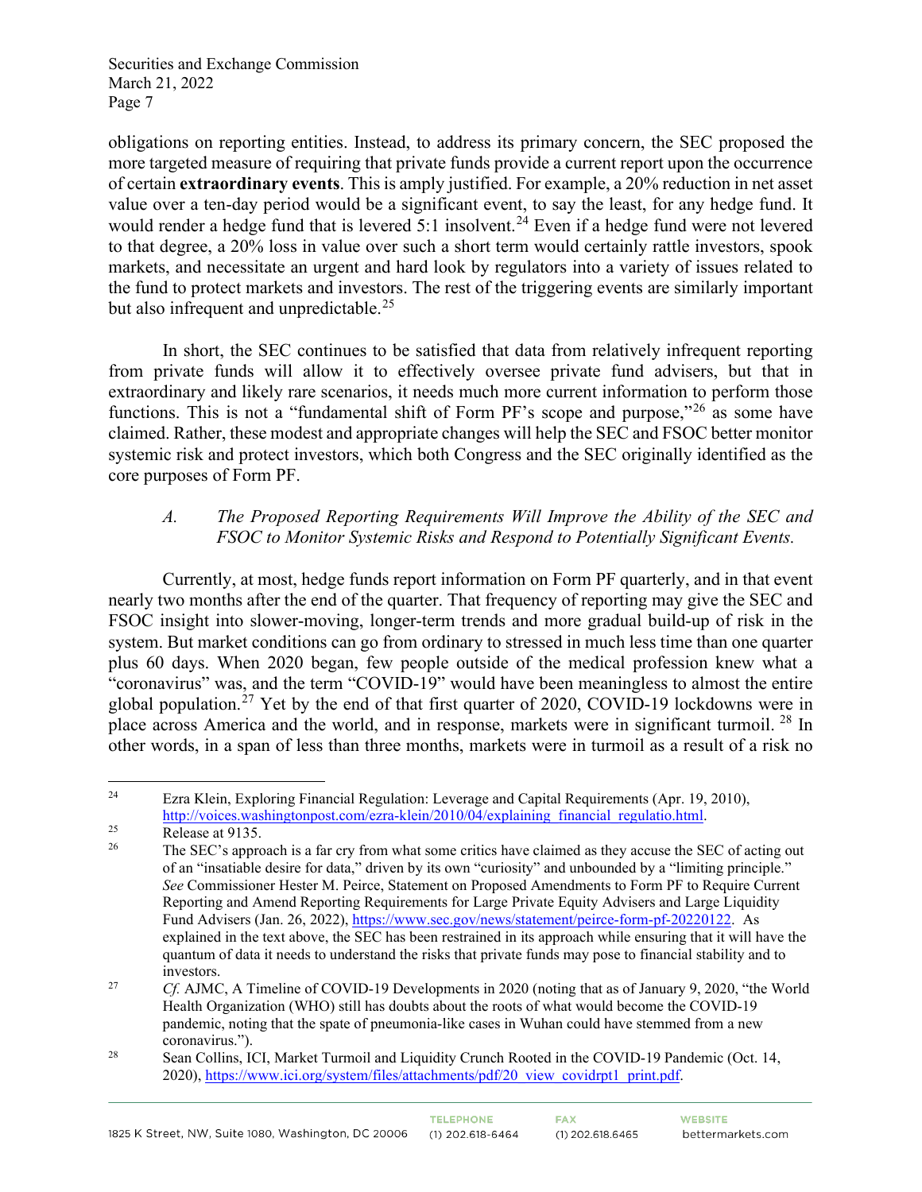obligations on reporting entities. Instead, to address its primary concern, the SEC proposed the more targeted measure of requiring that private funds provide a current report upon the occurrence of certain **extraordinary events**. This is amply justified. For example, a 20% reduction in net asset value over a ten-day period would be a significant event, to say the least, for any hedge fund. It would render a hedge fund that is levered 5:1 insolvent.[24] Even if a hedge fund were not levered to that degree, a 20% loss in value over such a short term would certainly rattle investors, spook markets, and necessitate an urgent and hard look by regulators into a variety of issues related to the fund to protect markets and investors. The rest of the triggering events are similarly important but also infrequent and unpredictable.[25]

In short, the SEC continues to be satisfied that data from relatively infrequent reporting from private funds will allow it to effectively oversee private fund advisers, but that in extraordinary and likely rare scenarios, it needs much more current information to perform those functions. This is not a "fundamental shift of Form PF's scope and purpose,"[26] as some have claimed. Rather, these modest and appropriate changes will help the SEC and FSOC better monitor systemic risk and protect investors, which both Congress and the SEC originally identified as the core purposes of Form PF.

### *A. The Proposed Reporting Requirements Will Improve the Ability of the SEC and FSOC to Monitor Systemic Risks and Respond to Potentially Significant Events.*

Currently, at most, hedge funds report information on Form PF quarterly, and in that event nearly two months after the end of the quarter. That frequency of reporting may give the SEC and FSOC insight into slower-moving, longer-term trends and more gradual build-up of risk in the system. But market conditions can go from ordinary to stressed in much less time than one quarter plus 60 days. When 2020 began, few people outside of the medical profession knew what a "coronavirus" was, and the term "COVID-19" would have been meaningless to almost the entire global population.[27] Yet by the end of that first quarter of 2020, COVID-19 lockdowns were in place across America and the world, and in response, markets were in significant turmoil.[28] In other words, in a span of less than three months, markets were in turmoil as a result of a risk no

---

[24] Ezra Klein, Exploring Financial Regulation: Leverage and Capital Requirements (Apr. 19, 2010), http://voices.washingtonpost.com/ezra-klein/2010/04/explaining_financial_regulatio.html.

[25] Release at 9135.

[26] The SEC's approach is a far cry from what some critics have claimed as they accuse the SEC of acting out of an "insatiable desire for data," driven by its own "curiosity" and unbounded by a "limiting principle." *See* Commissioner Hester M. Peirce, Statement on Proposed Amendments to Form PF to Require Current Reporting and Amend Reporting Requirements for Large Private Equity Advisers and Large Liquidity Fund Advisers (Jan. 26, 2022), https://www.sec.gov/news/statement/peirce-form-pf-20220122. As explained in the text above, the SEC has been restrained in its approach while ensuring that it will have the quantum of data it needs to understand the risks that private funds may pose to financial stability and to investors.

[27] *Cf.* AJMC, A Timeline of COVID-19 Developments in 2020 (noting that as of January 9, 2020, "the World Health Organization (WHO) still has doubts about the roots of what would become the COVID-19 pandemic, noting that the spate of pneumonia-like cases in Wuhan could have stemmed from a new coronavirus.").

[28] Sean Collins, ICI, Market Turmoil and Liquidity Crunch Rooted in the COVID-19 Pandemic (Oct. 14, 2020), https://www.ici.org/system/files/attachments/pdf/20_view_covidrpt1_print.pdf.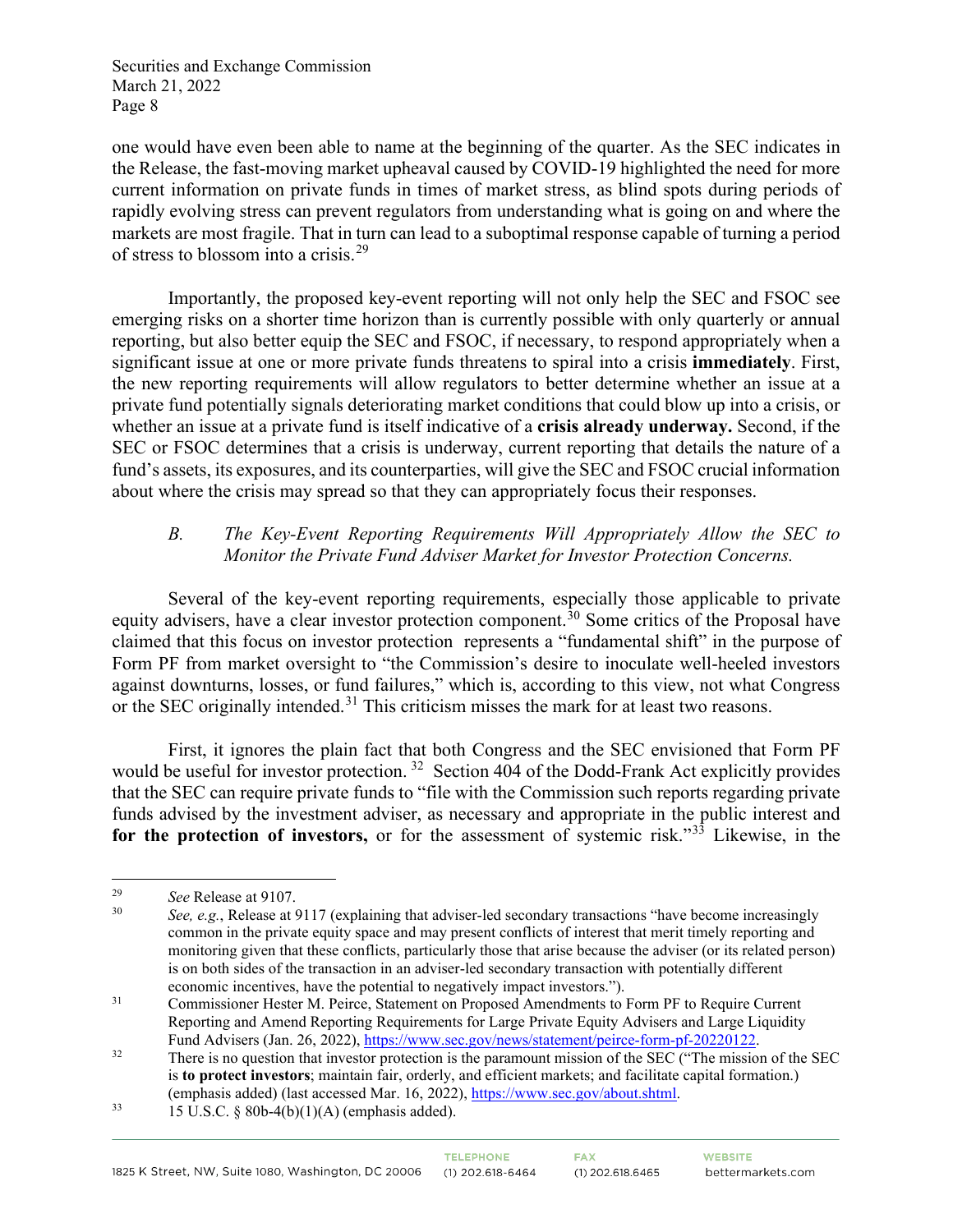one would have even been able to name at the beginning of the quarter. As the SEC indicates in the Release, the fast-moving market upheaval caused by COVID-19 highlighted the need for more current information on private funds in times of market stress, as blind spots during periods of rapidly evolving stress can prevent regulators from understanding what is going on and where the markets are most fragile. That in turn can lead to a suboptimal response capable of turning a period of stress to blossom into a crisis.[29]

Importantly, the proposed key-event reporting will not only help the SEC and FSOC see emerging risks on a shorter time horizon than is currently possible with only quarterly or annual reporting, but also better equip the SEC and FSOC, if necessary, to respond appropriately when a significant issue at one or more private funds threatens to spiral into a crisis **immediately**. First, the new reporting requirements will allow regulators to better determine whether an issue at a private fund potentially signals deteriorating market conditions that could blow up into a crisis, or whether an issue at a private fund is itself indicative of a **crisis already underway.** Second, if the SEC or FSOC determines that a crisis is underway, current reporting that details the nature of a fund's assets, its exposures, and its counterparties, will give the SEC and FSOC crucial information about where the crisis may spread so that they can appropriately focus their responses.

### *B. The Key-Event Reporting Requirements Will Appropriately Allow the SEC to Monitor the Private Fund Adviser Market for Investor Protection Concerns.*

Several of the key-event reporting requirements, especially those applicable to private equity advisers, have a clear investor protection component.[30] Some critics of the Proposal have claimed that this focus on investor protection represents a "fundamental shift" in the purpose of Form PF from market oversight to "the Commission's desire to inoculate well-heeled investors against downturns, losses, or fund failures," which is, according to this view, not what Congress or the SEC originally intended.[31] This criticism misses the mark for at least two reasons.

First, it ignores the plain fact that both Congress and the SEC envisioned that Form PF would be useful for investor protection.[32] Section 404 of the Dodd-Frank Act explicitly provides that the SEC can require private funds to "file with the Commission such reports regarding private funds advised by the investment adviser, as necessary and appropriate in the public interest and **for the protection of investors,** or for the assessment of systemic risk."[33] Likewise, in the

---

[29] *See* Release at 9107.

[30] *See, e.g.*, Release at 9117 (explaining that adviser-led secondary transactions "have become increasingly common in the private equity space and may present conflicts of interest that merit timely reporting and monitoring given that these conflicts, particularly those that arise because the adviser (or its related person) is on both sides of the transaction in an adviser-led secondary transaction with potentially different economic incentives, have the potential to negatively impact investors.").

[31] Commissioner Hester M. Peirce, Statement on Proposed Amendments to Form PF to Require Current Reporting and Amend Reporting Requirements for Large Private Equity Advisers and Large Liquidity Fund Advisers (Jan. 26, 2022), https://www.sec.gov/news/statement/peirce-form-pf-20220122.

[32] There is no question that investor protection is the paramount mission of the SEC ("The mission of the SEC is **to protect investors**; maintain fair, orderly, and efficient markets; and facilitate capital formation.) (emphasis added) (last accessed Mar. 16, 2022), https://www.sec.gov/about.shtml.

[33] 15 U.S.C. § 80b-4(b)(1)(A) (emphasis added).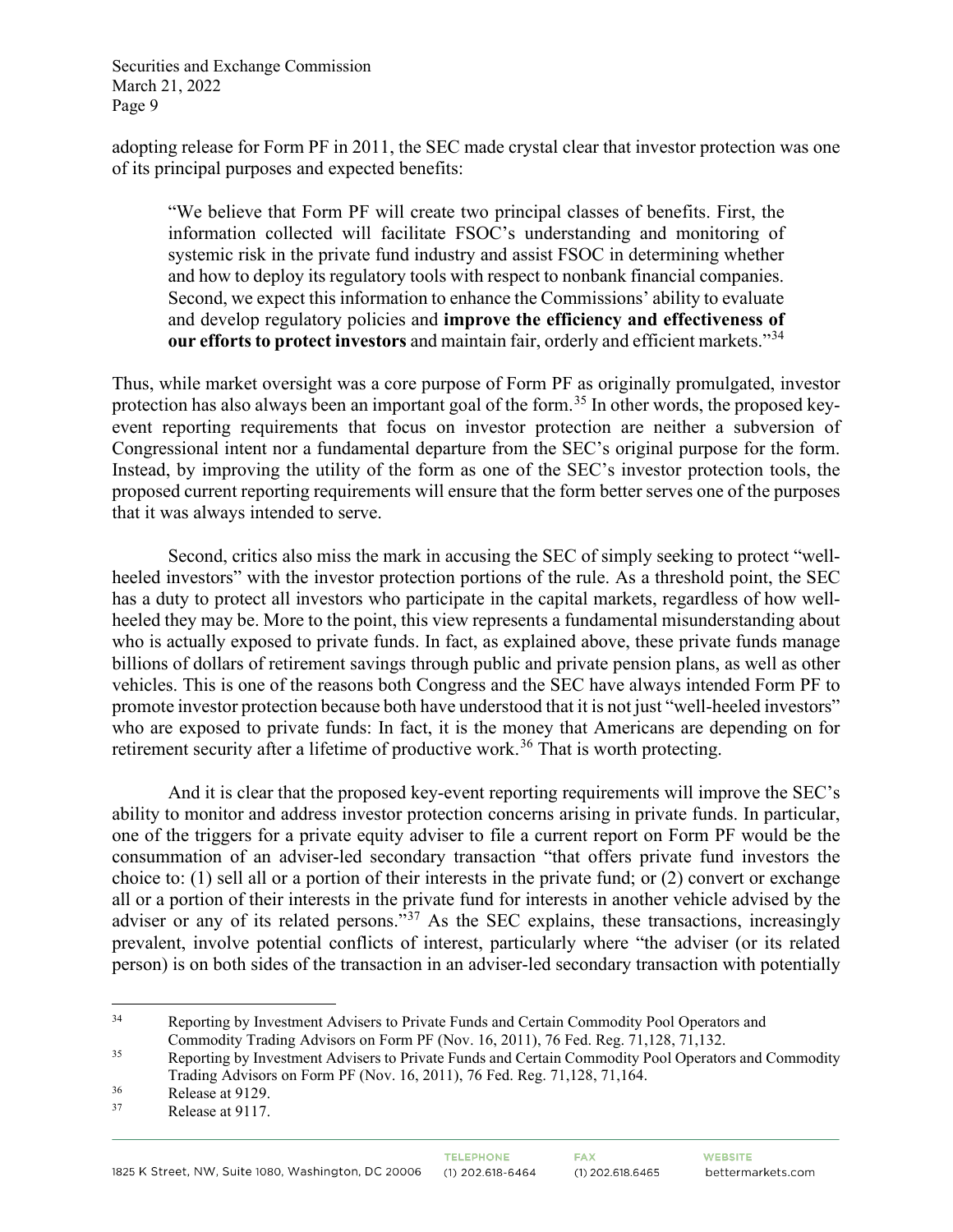adopting release for Form PF in 2011, the SEC made crystal clear that investor protection was one of its principal purposes and expected benefits:

> "We believe that Form PF will create two principal classes of benefits. First, the information collected will facilitate FSOC's understanding and monitoring of systemic risk in the private fund industry and assist FSOC in determining whether and how to deploy its regulatory tools with respect to nonbank financial companies. Second, we expect this information to enhance the Commissions' ability to evaluate and develop regulatory policies and **improve the efficiency and effectiveness of our efforts to protect investors** and maintain fair, orderly and efficient markets."[34]

Thus, while market oversight was a core purpose of Form PF as originally promulgated, investor protection has also always been an important goal of the form.[35] In other words, the proposed key-event reporting requirements that focus on investor protection are neither a subversion of Congressional intent nor a fundamental departure from the SEC's original purpose for the form. Instead, by improving the utility of the form as one of the SEC's investor protection tools, the proposed current reporting requirements will ensure that the form better serves one of the purposes that it was always intended to serve.

Second, critics also miss the mark in accusing the SEC of simply seeking to protect "well-heeled investors" with the investor protection portions of the rule. As a threshold point, the SEC has a duty to protect all investors who participate in the capital markets, regardless of how well-heeled they may be. More to the point, this view represents a fundamental misunderstanding about who is actually exposed to private funds. In fact, as explained above, these private funds manage billions of dollars of retirement savings through public and private pension plans, as well as other vehicles. This is one of the reasons both Congress and the SEC have always intended Form PF to promote investor protection because both have understood that it is not just "well-heeled investors" who are exposed to private funds: In fact, it is the money that Americans are depending on for retirement security after a lifetime of productive work.[36] That is worth protecting.

And it is clear that the proposed key-event reporting requirements will improve the SEC's ability to monitor and address investor protection concerns arising in private funds. In particular, one of the triggers for a private equity adviser to file a current report on Form PF would be the consummation of an adviser-led secondary transaction "that offers private fund investors the choice to: (1) sell all or a portion of their interests in the private fund; or (2) convert or exchange all or a portion of their interests in the private fund for interests in another vehicle advised by the adviser or any of its related persons."[37] As the SEC explains, these transactions, increasingly prevalent, involve potential conflicts of interest, particularly where "the adviser (or its related person) is on both sides of the transaction in an adviser-led secondary transaction with potentially

---

[34] Reporting by Investment Advisers to Private Funds and Certain Commodity Pool Operators and Commodity Trading Advisors on Form PF (Nov. 16, 2011), 76 Fed. Reg. 71,128, 71,132.

[35] Reporting by Investment Advisers to Private Funds and Certain Commodity Pool Operators and Commodity Trading Advisors on Form PF (Nov. 16, 2011), 76 Fed. Reg. 71,128, 71,164.

[36] Release at 9129.

[37] Release at 9117.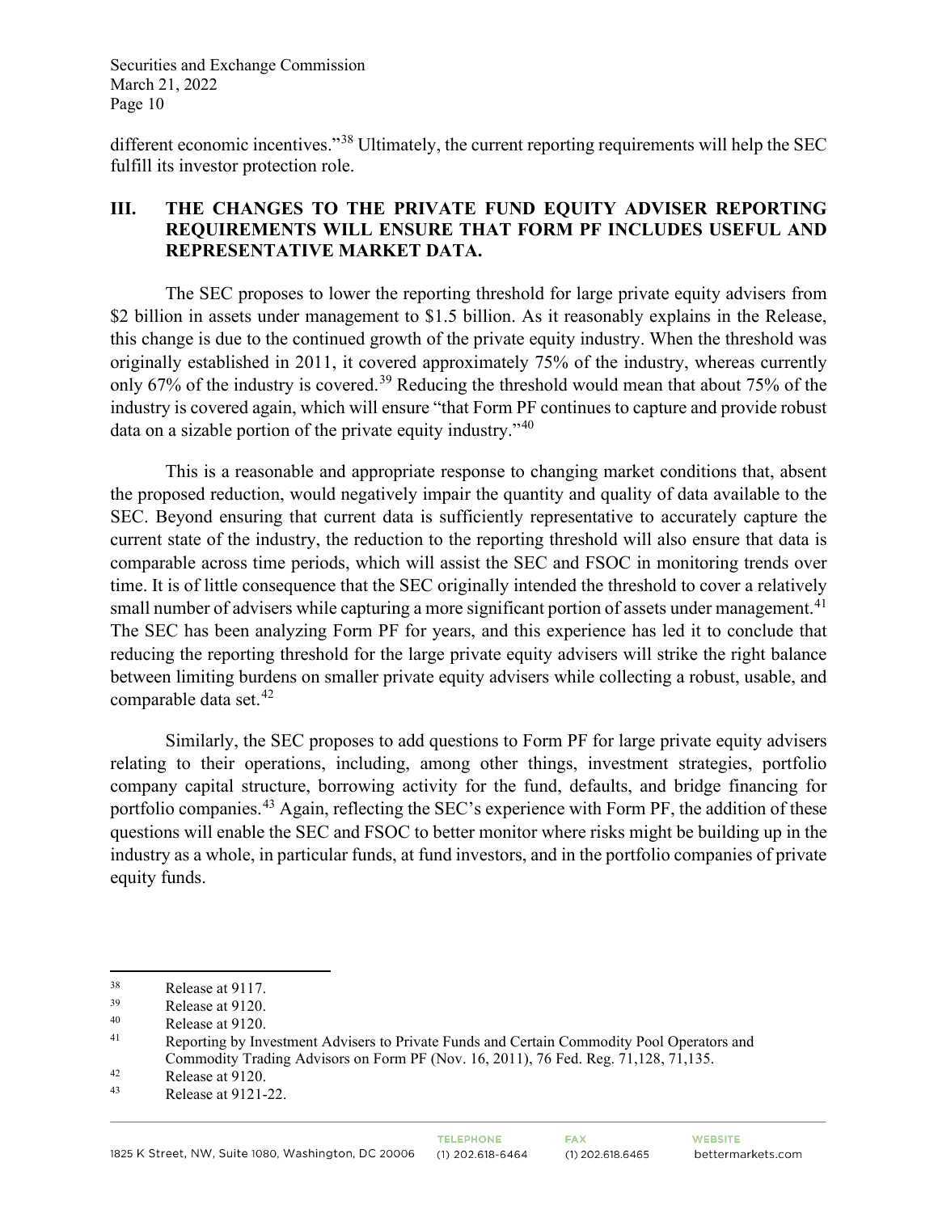different economic incentives."[38] Ultimately, the current reporting requirements will help the SEC fulfill its investor protection role.

## III. THE CHANGES TO THE PRIVATE FUND EQUITY ADVISER REPORTING REQUIREMENTS WILL ENSURE THAT FORM PF INCLUDES USEFUL AND REPRESENTATIVE MARKET DATA.

The SEC proposes to lower the reporting threshold for large private equity advisers from $2 billion in assets under management to $1.5 billion. As it reasonably explains in the Release, this change is due to the continued growth of the private equity industry. When the threshold was originally established in 2011, it covered approximately 75% of the industry, whereas currently only 67% of the industry is covered.[39] Reducing the threshold would mean that about 75% of the industry is covered again, which will ensure "that Form PF continues to capture and provide robust data on a sizable portion of the private equity industry."[40]

This is a reasonable and appropriate response to changing market conditions that, absent the proposed reduction, would negatively impair the quantity and quality of data available to the SEC. Beyond ensuring that current data is sufficiently representative to accurately capture the current state of the industry, the reduction to the reporting threshold will also ensure that data is comparable across time periods, which will assist the SEC and FSOC in monitoring trends over time. It is of little consequence that the SEC originally intended the threshold to cover a relatively small number of advisers while capturing a more significant portion of assets under management.[41] The SEC has been analyzing Form PF for years, and this experience has led it to conclude that reducing the reporting threshold for the large private equity advisers will strike the right balance between limiting burdens on smaller private equity advisers while collecting a robust, usable, and comparable data set.[42]

Similarly, the SEC proposes to add questions to Form PF for large private equity advisers relating to their operations, including, among other things, investment strategies, portfolio company capital structure, borrowing activity for the fund, defaults, and bridge financing for portfolio companies.[43] Again, reflecting the SEC's experience with Form PF, the addition of these questions will enable the SEC and FSOC to better monitor where risks might be building up in the industry as a whole, in particular funds, at fund investors, and in the portfolio companies of private equity funds.

---

[38] Release at 9117.

[39] Release at 9120.

[40] Release at 9120.

[41] Reporting by Investment Advisers to Private Funds and Certain Commodity Pool Operators and Commodity Trading Advisors on Form PF (Nov. 16, 2011), 76 Fed. Reg. 71,128, 71,135.

[42] Release at 9120.

[43] Release at 9121-22.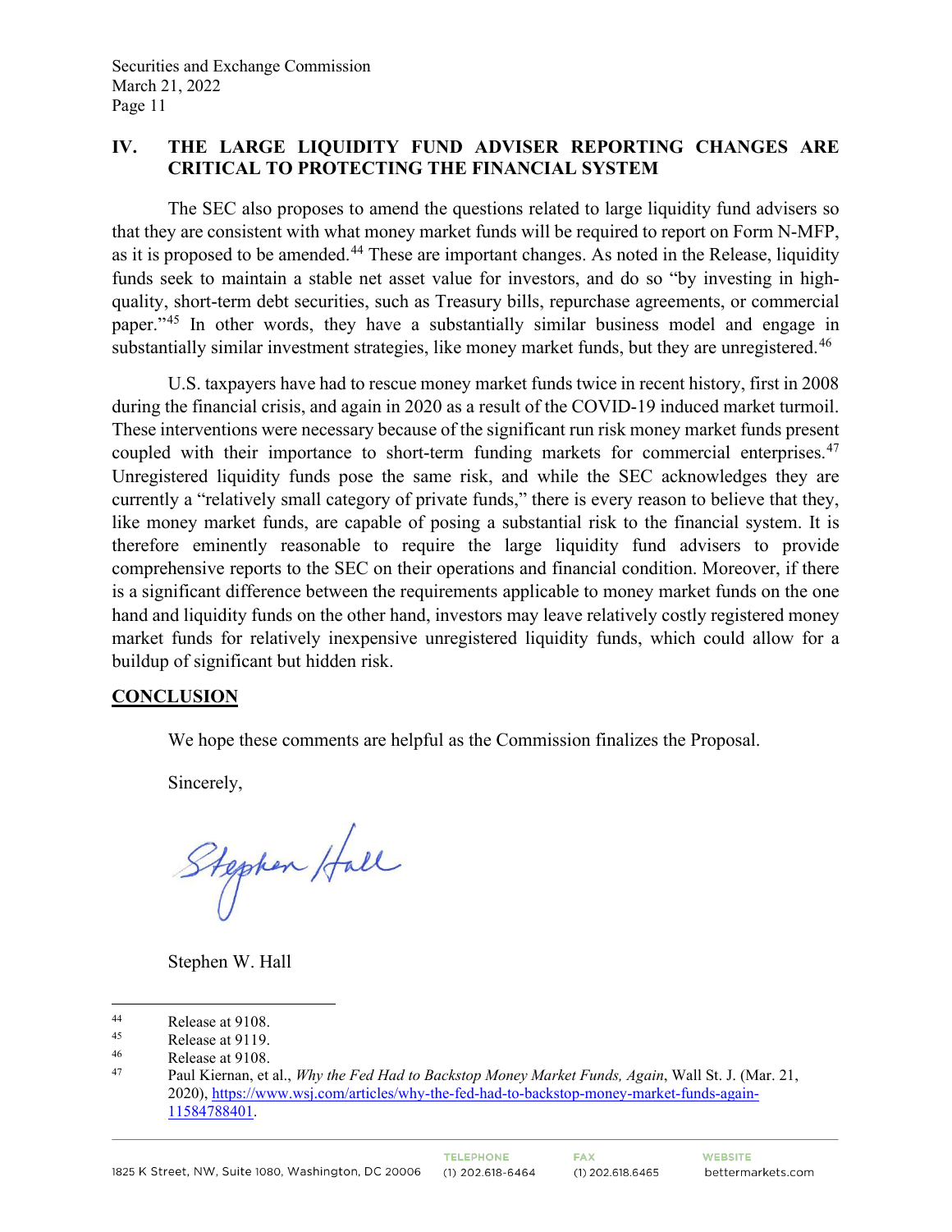## IV. THE LARGE LIQUIDITY FUND ADVISER REPORTING CHANGES ARE CRITICAL TO PROTECTING THE FINANCIAL SYSTEM

The SEC also proposes to amend the questions related to large liquidity fund advisers so that they are consistent with what money market funds will be required to report on Form N-MFP, as it is proposed to be amended.[44] These are important changes. As noted in the Release, liquidity funds seek to maintain a stable net asset value for investors, and do so "by investing in high-quality, short-term debt securities, such as Treasury bills, repurchase agreements, or commercial paper."[45] In other words, they have a substantially similar business model and engage in substantially similar investment strategies, like money market funds, but they are unregistered.[46]

U.S. taxpayers have had to rescue money market funds twice in recent history, first in 2008 during the financial crisis, and again in 2020 as a result of the COVID-19 induced market turmoil. These interventions were necessary because of the significant run risk money market funds present coupled with their importance to short-term funding markets for commercial enterprises.[47] Unregistered liquidity funds pose the same risk, and while the SEC acknowledges they are currently a "relatively small category of private funds," there is every reason to believe that they, like money market funds, are capable of posing a substantial risk to the financial system. It is therefore eminently reasonable to require the large liquidity fund advisers to provide comprehensive reports to the SEC on their operations and financial condition. Moreover, if there is a significant difference between the requirements applicable to money market funds on the one hand and liquidity funds on the other hand, investors may leave relatively costly registered money market funds for relatively inexpensive unregistered liquidity funds, which could allow for a buildup of significant but hidden risk.

## CONCLUSION

We hope these comments are helpful as the Commission finalizes the Proposal.

Sincerely,

Stephen W. Hall

---

[44] Release at 9108.

[45] Release at 9119.

[46] Release at 9108.

[47] Paul Kiernan, et al., *Why the Fed Had to Backstop Money Market Funds, Again*, Wall St. J. (Mar. 21, 2020), https://www.wsj.com/articles/why-the-fed-had-to-backstop-money-market-funds-again-11584788401.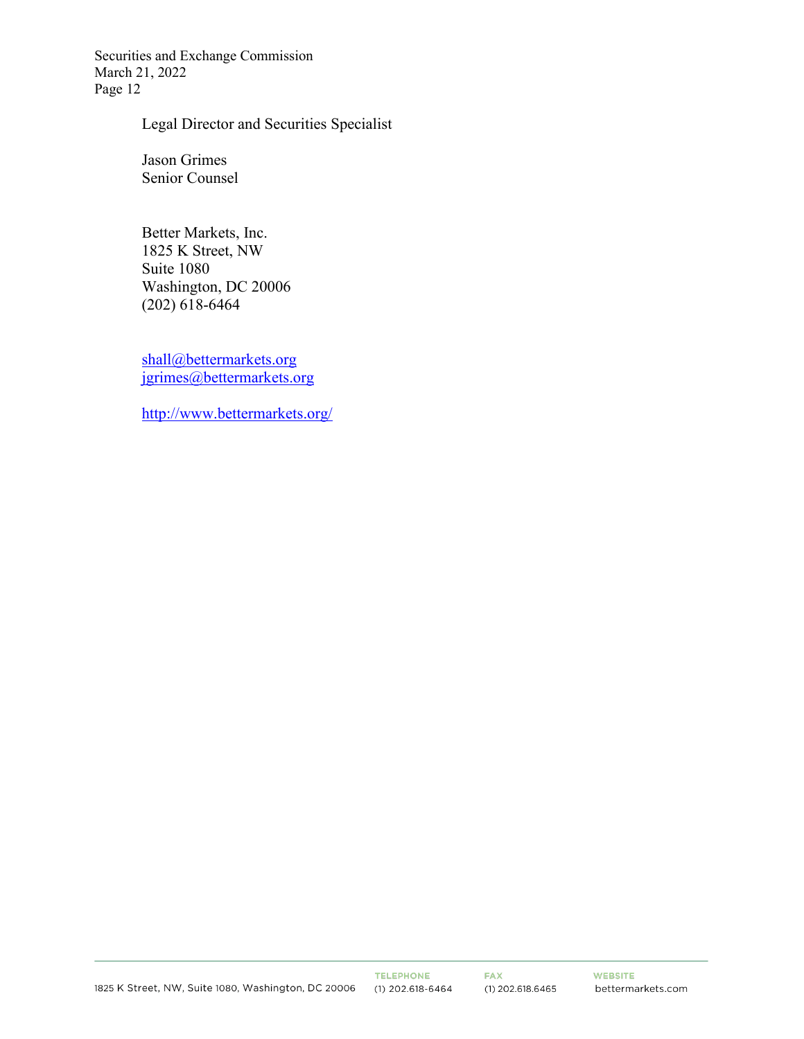Legal Director and Securities Specialist

Jason Grimes
Senior Counsel

Better Markets, Inc.
1825 K Street, NW
Suite 1080
Washington, DC 20006
(202) 618-6464

shall@bettermarkets.org
jgrimes@bettermarkets.org

http://www.bettermarkets.org/